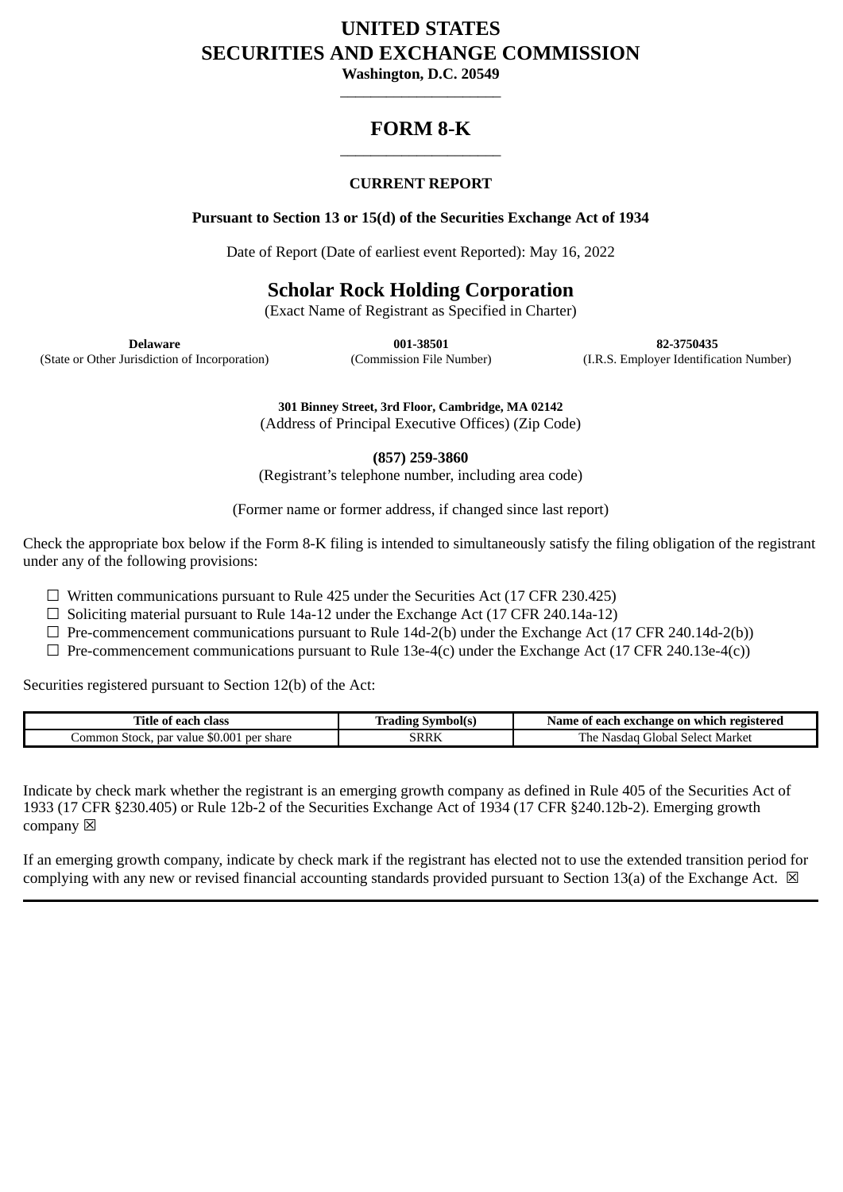# UNITED STATES
# SECURITIES AND EXCHANGE COMMISSION

**Washington, D.C. 20549**

---

## FORM 8-K

---

**CURRENT REPORT**

**Pursuant to Section 13 or 15(d) of the Securities Exchange Act of 1934**

Date of Report (Date of earliest event Reported): May 16, 2022

## Scholar Rock Holding Corporation

(Exact Name of Registrant as Specified in Charter)

| **Delaware** | **001-38501** | **82-3750435** |
|---|---|---|
| (State or Other Jurisdiction of Incorporation) | (Commission File Number) | (I.R.S. Employer Identification Number) |

**301 Binney Street, 3rd Floor, Cambridge, MA 02142**
(Address of Principal Executive Offices) (Zip Code)

**(857) 259-3860**
(Registrant's telephone number, including area code)

(Former name or former address, if changed since last report)

Check the appropriate box below if the Form 8-K filing is intended to simultaneously satisfy the filing obligation of the registrant under any of the following provisions:

☐ Written communications pursuant to Rule 425 under the Securities Act (17 CFR 230.425)
☐ Soliciting material pursuant to Rule 14a-12 under the Exchange Act (17 CFR 240.14a-12)
☐ Pre-commencement communications pursuant to Rule 14d-2(b) under the Exchange Act (17 CFR 240.14d-2(b))
☐ Pre-commencement communications pursuant to Rule 13e-4(c) under the Exchange Act (17 CFR 240.13e-4(c))

Securities registered pursuant to Section 12(b) of the Act:

| Title of each class | Trading Symbol(s) | Name of each exchange on which registered |
|---|---|---|
| Common Stock, par value $0.001 per share | SRRK | The Nasdaq Global Select Market |

Indicate by check mark whether the registrant is an emerging growth company as defined in Rule 405 of the Securities Act of 1933 (17 CFR §230.405) or Rule 12b-2 of the Securities Exchange Act of 1934 (17 CFR §240.12b-2). Emerging growth company ☒

If an emerging growth company, indicate by check mark if the registrant has elected not to use the extended transition period for complying with any new or revised financial accounting standards provided pursuant to Section 13(a) of the Exchange Act. ☒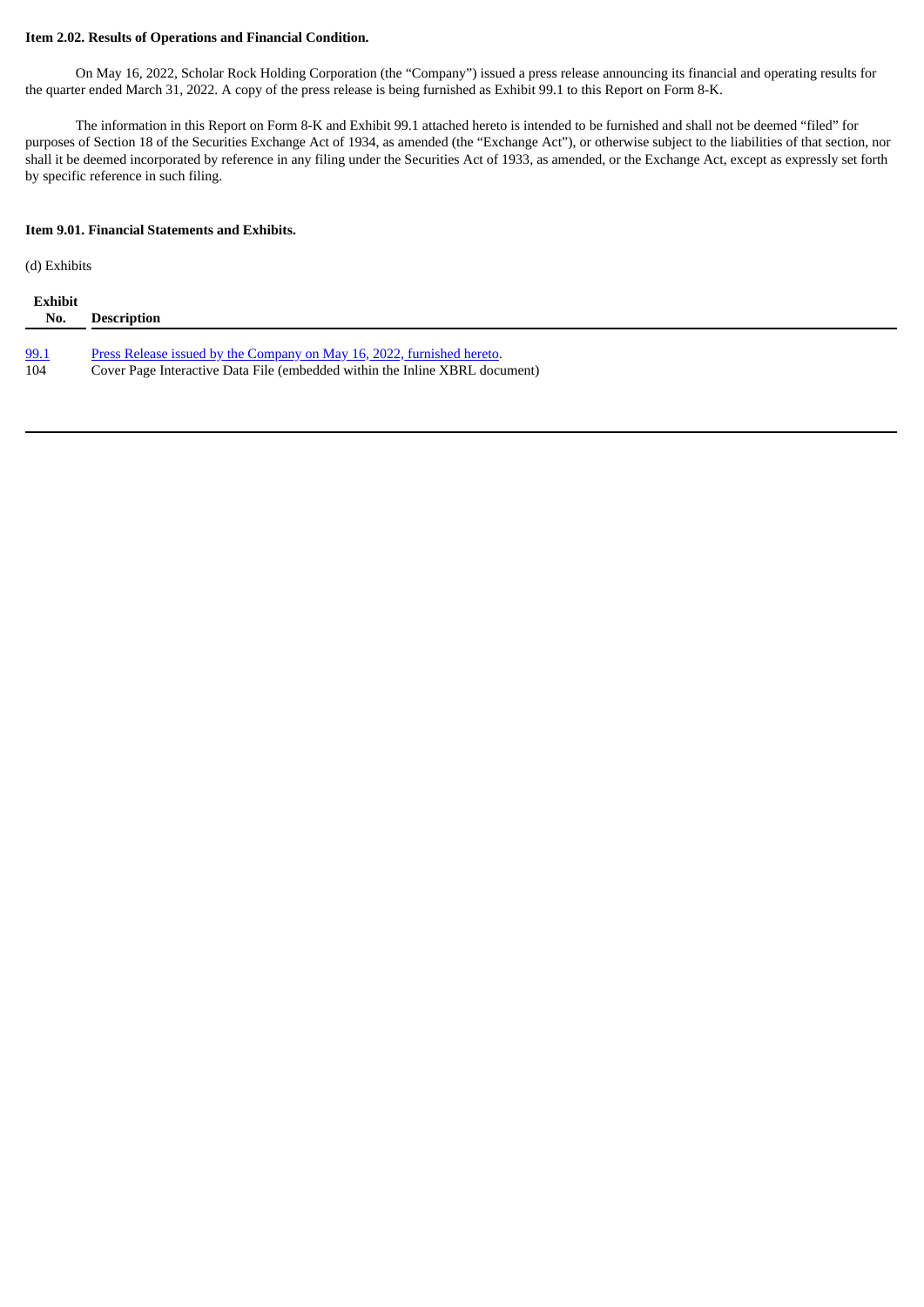**Item 2.02. Results of Operations and Financial Condition.**

On May 16, 2022, Scholar Rock Holding Corporation (the "Company") issued a press release announcing its financial and operating results for the quarter ended March 31, 2022. A copy of the press release is being furnished as Exhibit 99.1 to this Report on Form 8-K.

The information in this Report on Form 8-K and Exhibit 99.1 attached hereto is intended to be furnished and shall not be deemed "filed" for purposes of Section 18 of the Securities Exchange Act of 1934, as amended (the "Exchange Act"), or otherwise subject to the liabilities of that section, nor shall it be deemed incorporated by reference in any filing under the Securities Act of 1933, as amended, or the Exchange Act, except as expressly set forth by specific reference in such filing.

**Item 9.01. Financial Statements and Exhibits.**

(d) Exhibits

| Exhibit No. | Description |
|---|---|
| 99.1 | Press Release issued by the Company on May 16, 2022, furnished hereto. |
| 104 | Cover Page Interactive Data File (embedded within the Inline XBRL document) |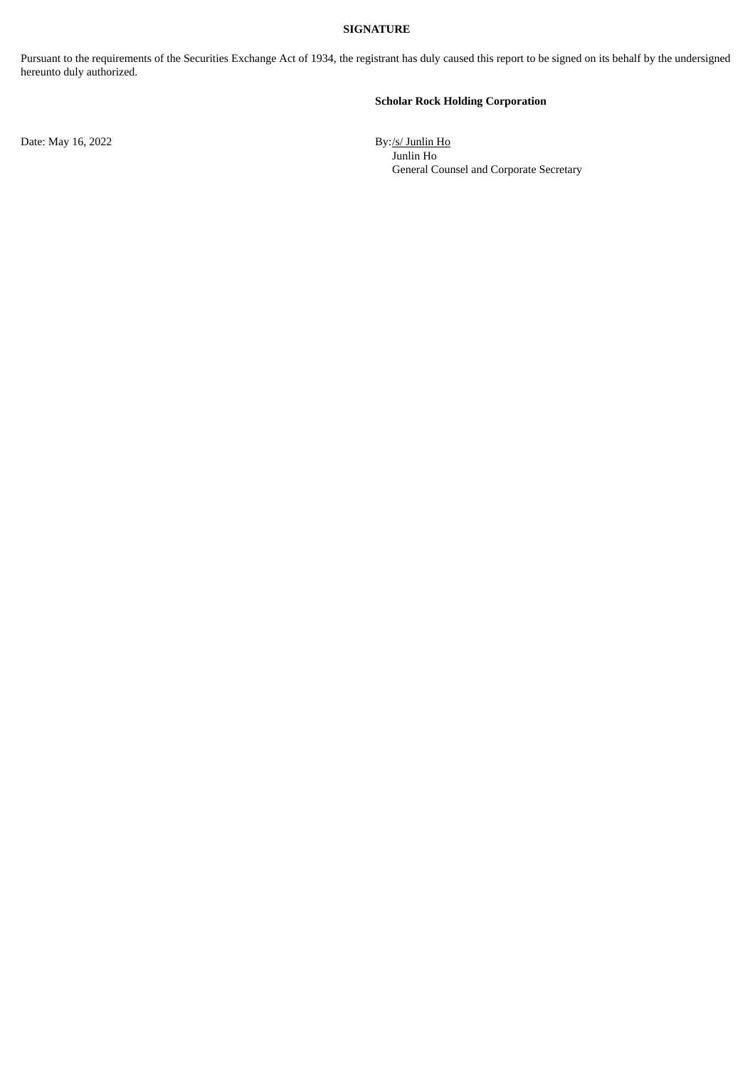**SIGNATURE**

Pursuant to the requirements of the Securities Exchange Act of 1934, the registrant has duly caused this report to be signed on its behalf by the undersigned hereunto duly authorized.

**Scholar Rock Holding Corporation**

Date: May 16, 2022

By: /s/ Junlin Ho
Junlin Ho
General Counsel and Corporate Secretary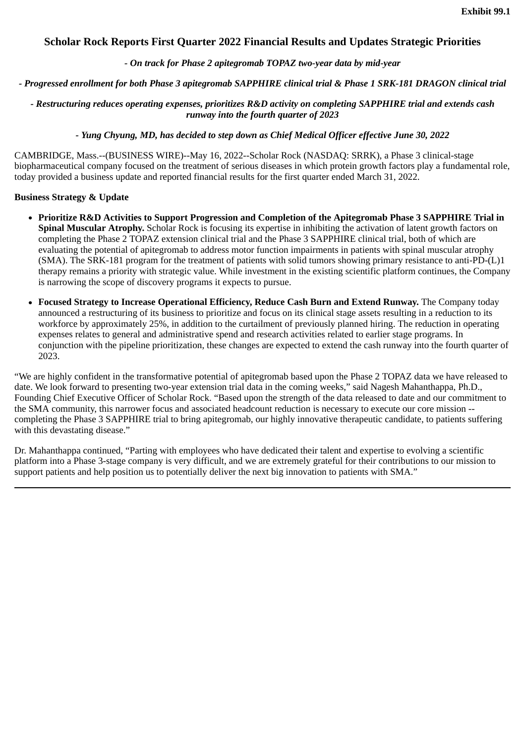Exhibit 99.1

# Scholar Rock Reports First Quarter 2022 Financial Results and Updates Strategic Priorities

*- On track for Phase 2 apitegromab TOPAZ two-year data by mid-year*

*- Progressed enrollment for both Phase 3 apitegromab SAPPHIRE clinical trial & Phase 1 SRK-181 DRAGON clinical trial*

*- Restructuring reduces operating expenses, prioritizes R&D activity on completing SAPPHIRE trial and extends cash runway into the fourth quarter of 2023*

*- Yung Chyung, MD, has decided to step down as Chief Medical Officer effective June 30, 2022*

CAMBRIDGE, Mass.--(BUSINESS WIRE)--May 16, 2022--Scholar Rock (NASDAQ: SRRK), a Phase 3 clinical-stage biopharmaceutical company focused on the treatment of serious diseases in which protein growth factors play a fundamental role, today provided a business update and reported financial results for the first quarter ended March 31, 2022.

**Business Strategy & Update**

- **Prioritize R&D Activities to Support Progression and Completion of the Apitegromab Phase 3 SAPPHIRE Trial in Spinal Muscular Atrophy.** Scholar Rock is focusing its expertise in inhibiting the activation of latent growth factors on completing the Phase 2 TOPAZ extension clinical trial and the Phase 3 SAPPHIRE clinical trial, both of which are evaluating the potential of apitegromab to address motor function impairments in patients with spinal muscular atrophy (SMA). The SRK-181 program for the treatment of patients with solid tumors showing primary resistance to anti-PD-(L)1 therapy remains a priority with strategic value. While investment in the existing scientific platform continues, the Company is narrowing the scope of discovery programs it expects to pursue.
- **Focused Strategy to Increase Operational Efficiency, Reduce Cash Burn and Extend Runway.** The Company today announced a restructuring of its business to prioritize and focus on its clinical stage assets resulting in a reduction to its workforce by approximately 25%, in addition to the curtailment of previously planned hiring. The reduction in operating expenses relates to general and administrative spend and research activities related to earlier stage programs. In conjunction with the pipeline prioritization, these changes are expected to extend the cash runway into the fourth quarter of 2023.

"We are highly confident in the transformative potential of apitegromab based upon the Phase 2 TOPAZ data we have released to date. We look forward to presenting two-year extension trial data in the coming weeks," said Nagesh Mahanthappa, Ph.D., Founding Chief Executive Officer of Scholar Rock. "Based upon the strength of the data released to date and our commitment to the SMA community, this narrower focus and associated headcount reduction is necessary to execute our core mission -- completing the Phase 3 SAPPHIRE trial to bring apitegromab, our highly innovative therapeutic candidate, to patients suffering with this devastating disease."

Dr. Mahanthappa continued, "Parting with employees who have dedicated their talent and expertise to evolving a scientific platform into a Phase 3-stage company is very difficult, and we are extremely grateful for their contributions to our mission to support patients and help position us to potentially deliver the next big innovation to patients with SMA."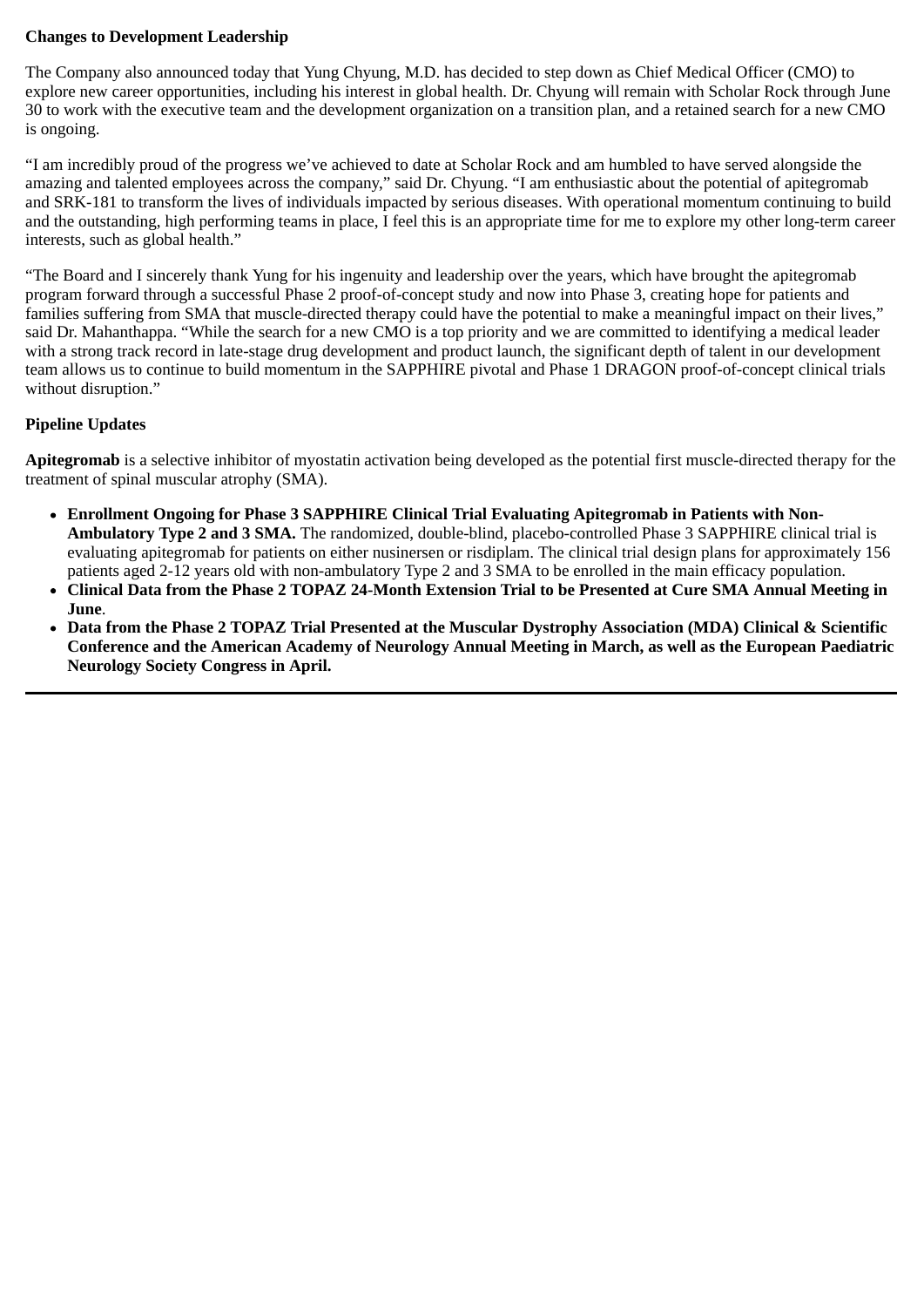**Changes to Development Leadership**

The Company also announced today that Yung Chyung, M.D. has decided to step down as Chief Medical Officer (CMO) to explore new career opportunities, including his interest in global health. Dr. Chyung will remain with Scholar Rock through June 30 to work with the executive team and the development organization on a transition plan, and a retained search for a new CMO is ongoing.

"I am incredibly proud of the progress we've achieved to date at Scholar Rock and am humbled to have served alongside the amazing and talented employees across the company," said Dr. Chyung. "I am enthusiastic about the potential of apitegromab and SRK-181 to transform the lives of individuals impacted by serious diseases. With operational momentum continuing to build and the outstanding, high performing teams in place, I feel this is an appropriate time for me to explore my other long-term career interests, such as global health."

"The Board and I sincerely thank Yung for his ingenuity and leadership over the years, which have brought the apitegromab program forward through a successful Phase 2 proof-of-concept study and now into Phase 3, creating hope for patients and families suffering from SMA that muscle-directed therapy could have the potential to make a meaningful impact on their lives," said Dr. Mahanthappa. "While the search for a new CMO is a top priority and we are committed to identifying a medical leader with a strong track record in late-stage drug development and product launch, the significant depth of talent in our development team allows us to continue to build momentum in the SAPPHIRE pivotal and Phase 1 DRAGON proof-of-concept clinical trials without disruption."

**Pipeline Updates**

**Apitegromab** is a selective inhibitor of myostatin activation being developed as the potential first muscle-directed therapy for the treatment of spinal muscular atrophy (SMA).

- **Enrollment Ongoing for Phase 3 SAPPHIRE Clinical Trial Evaluating Apitegromab in Patients with Non-Ambulatory Type 2 and 3 SMA.** The randomized, double-blind, placebo-controlled Phase 3 SAPPHIRE clinical trial is evaluating apitegromab for patients on either nusinersen or risdiplam. The clinical trial design plans for approximately 156 patients aged 2-12 years old with non-ambulatory Type 2 and 3 SMA to be enrolled in the main efficacy population.
- **Clinical Data from the Phase 2 TOPAZ 24-Month Extension Trial to be Presented at Cure SMA Annual Meeting in June**.
- **Data from the Phase 2 TOPAZ Trial Presented at the Muscular Dystrophy Association (MDA) Clinical & Scientific Conference and the American Academy of Neurology Annual Meeting in March, as well as the European Paediatric Neurology Society Congress in April.**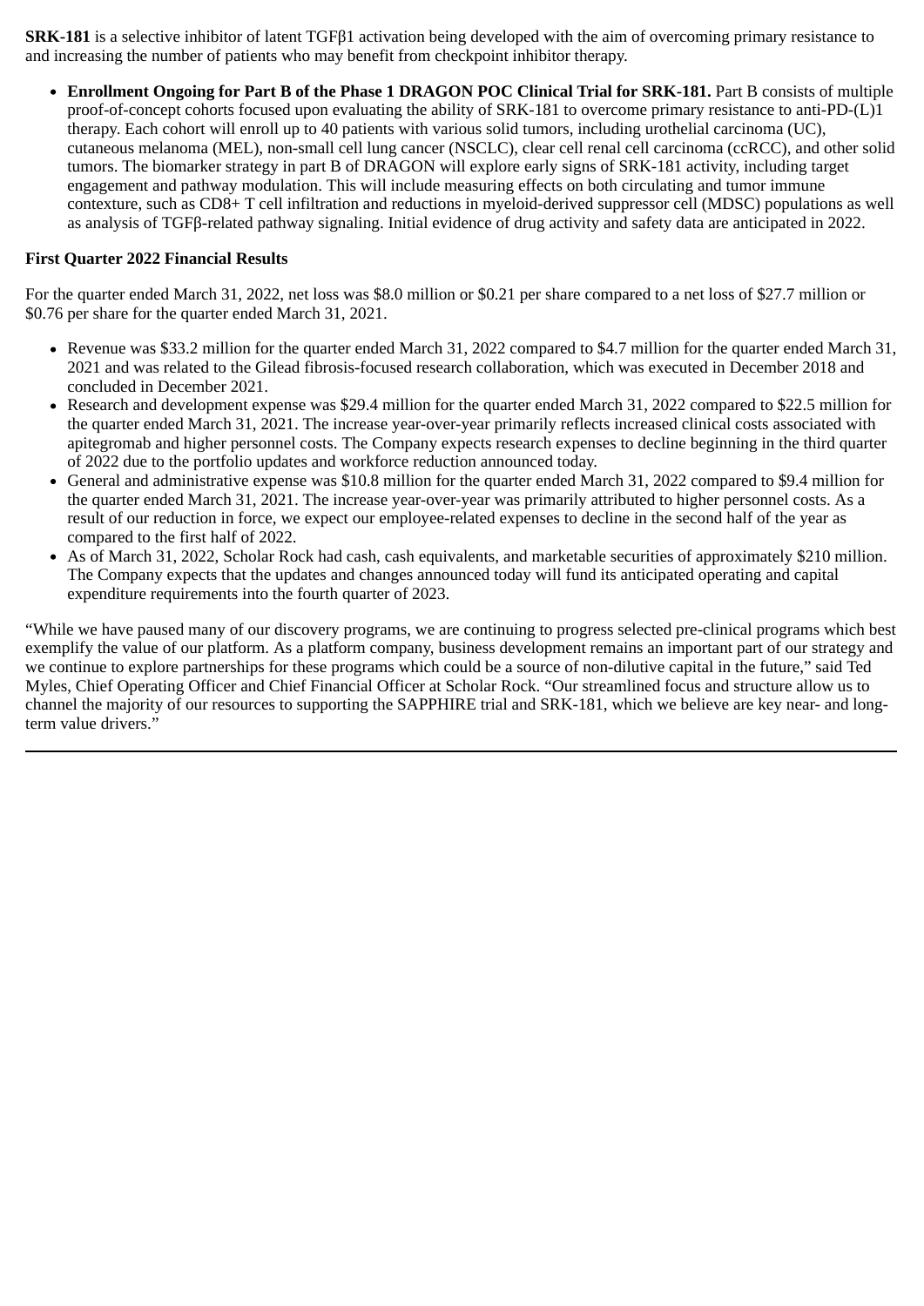**SRK-181** is a selective inhibitor of latent TGFβ1 activation being developed with the aim of overcoming primary resistance to and increasing the number of patients who may benefit from checkpoint inhibitor therapy.

- **Enrollment Ongoing for Part B of the Phase 1 DRAGON POC Clinical Trial for SRK-181.** Part B consists of multiple proof-of-concept cohorts focused upon evaluating the ability of SRK-181 to overcome primary resistance to anti-PD-(L)1 therapy. Each cohort will enroll up to 40 patients with various solid tumors, including urothelial carcinoma (UC), cutaneous melanoma (MEL), non-small cell lung cancer (NSCLC), clear cell renal cell carcinoma (ccRCC), and other solid tumors. The biomarker strategy in part B of DRAGON will explore early signs of SRK-181 activity, including target engagement and pathway modulation. This will include measuring effects on both circulating and tumor immune contexture, such as CD8+ T cell infiltration and reductions in myeloid-derived suppressor cell (MDSC) populations as well as analysis of TGFβ-related pathway signaling. Initial evidence of drug activity and safety data are anticipated in 2022.

**First Quarter 2022 Financial Results**

For the quarter ended March 31, 2022, net loss was $8.0 million or $0.21 per share compared to a net loss of $27.7 million or $0.76 per share for the quarter ended March 31, 2021.

- Revenue was $33.2 million for the quarter ended March 31, 2022 compared to $4.7 million for the quarter ended March 31, 2021 and was related to the Gilead fibrosis-focused research collaboration, which was executed in December 2018 and concluded in December 2021.
- Research and development expense was $29.4 million for the quarter ended March 31, 2022 compared to $22.5 million for the quarter ended March 31, 2021. The increase year-over-year primarily reflects increased clinical costs associated with apitegromab and higher personnel costs. The Company expects research expenses to decline beginning in the third quarter of 2022 due to the portfolio updates and workforce reduction announced today.
- General and administrative expense was $10.8 million for the quarter ended March 31, 2022 compared to $9.4 million for the quarter ended March 31, 2021. The increase year-over-year was primarily attributed to higher personnel costs. As a result of our reduction in force, we expect our employee-related expenses to decline in the second half of the year as compared to the first half of 2022.
- As of March 31, 2022, Scholar Rock had cash, cash equivalents, and marketable securities of approximately $210 million. The Company expects that the updates and changes announced today will fund its anticipated operating and capital expenditure requirements into the fourth quarter of 2023.

"While we have paused many of our discovery programs, we are continuing to progress selected pre-clinical programs which best exemplify the value of our platform. As a platform company, business development remains an important part of our strategy and we continue to explore partnerships for these programs which could be a source of non-dilutive capital in the future," said Ted Myles, Chief Operating Officer and Chief Financial Officer at Scholar Rock. "Our streamlined focus and structure allow us to channel the majority of our resources to supporting the SAPPHIRE trial and SRK-181, which we believe are key near- and long-term value drivers."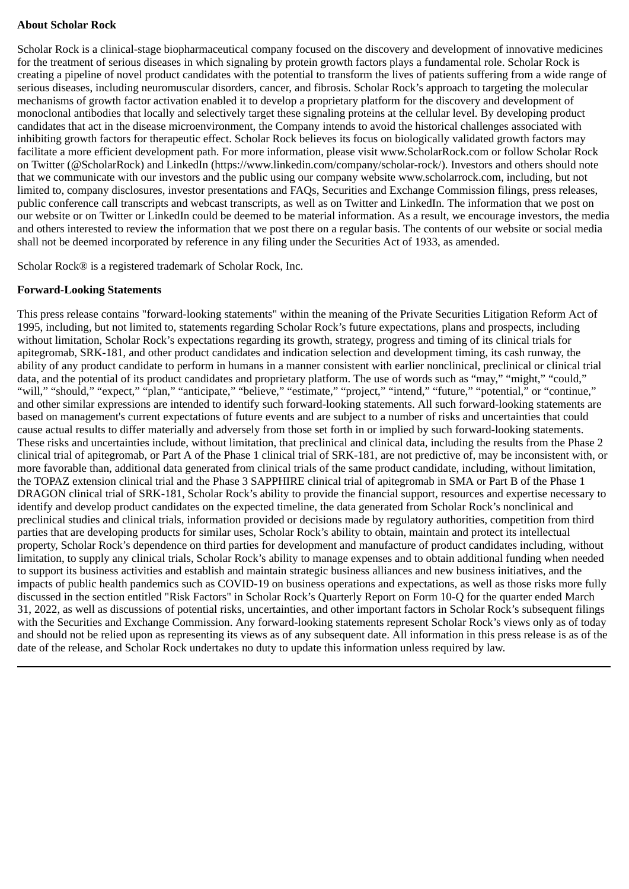**About Scholar Rock**

Scholar Rock is a clinical-stage biopharmaceutical company focused on the discovery and development of innovative medicines for the treatment of serious diseases in which signaling by protein growth factors plays a fundamental role. Scholar Rock is creating a pipeline of novel product candidates with the potential to transform the lives of patients suffering from a wide range of serious diseases, including neuromuscular disorders, cancer, and fibrosis. Scholar Rock's approach to targeting the molecular mechanisms of growth factor activation enabled it to develop a proprietary platform for the discovery and development of monoclonal antibodies that locally and selectively target these signaling proteins at the cellular level. By developing product candidates that act in the disease microenvironment, the Company intends to avoid the historical challenges associated with inhibiting growth factors for therapeutic effect. Scholar Rock believes its focus on biologically validated growth factors may facilitate a more efficient development path. For more information, please visit www.ScholarRock.com or follow Scholar Rock on Twitter (@ScholarRock) and LinkedIn (https://www.linkedin.com/company/scholar-rock/). Investors and others should note that we communicate with our investors and the public using our company website www.scholarrock.com, including, but not limited to, company disclosures, investor presentations and FAQs, Securities and Exchange Commission filings, press releases, public conference call transcripts and webcast transcripts, as well as on Twitter and LinkedIn. The information that we post on our website or on Twitter or LinkedIn could be deemed to be material information. As a result, we encourage investors, the media and others interested to review the information that we post there on a regular basis. The contents of our website or social media shall not be deemed incorporated by reference in any filing under the Securities Act of 1933, as amended.

Scholar Rock® is a registered trademark of Scholar Rock, Inc.

**Forward-Looking Statements**

This press release contains "forward-looking statements" within the meaning of the Private Securities Litigation Reform Act of 1995, including, but not limited to, statements regarding Scholar Rock's future expectations, plans and prospects, including without limitation, Scholar Rock's expectations regarding its growth, strategy, progress and timing of its clinical trials for apitegromab, SRK-181, and other product candidates and indication selection and development timing, its cash runway, the ability of any product candidate to perform in humans in a manner consistent with earlier nonclinical, preclinical or clinical trial data, and the potential of its product candidates and proprietary platform. The use of words such as "may," "might," "could," "will," "should," "expect," "plan," "anticipate," "believe," "estimate," "project," "intend," "future," "potential," or "continue," and other similar expressions are intended to identify such forward-looking statements. All such forward-looking statements are based on management's current expectations of future events and are subject to a number of risks and uncertainties that could cause actual results to differ materially and adversely from those set forth in or implied by such forward-looking statements. These risks and uncertainties include, without limitation, that preclinical and clinical data, including the results from the Phase 2 clinical trial of apitegromab, or Part A of the Phase 1 clinical trial of SRK-181, are not predictive of, may be inconsistent with, or more favorable than, additional data generated from clinical trials of the same product candidate, including, without limitation, the TOPAZ extension clinical trial and the Phase 3 SAPPHIRE clinical trial of apitegromab in SMA or Part B of the Phase 1 DRAGON clinical trial of SRK-181, Scholar Rock's ability to provide the financial support, resources and expertise necessary to identify and develop product candidates on the expected timeline, the data generated from Scholar Rock's nonclinical and preclinical studies and clinical trials, information provided or decisions made by regulatory authorities, competition from third parties that are developing products for similar uses, Scholar Rock's ability to obtain, maintain and protect its intellectual property, Scholar Rock's dependence on third parties for development and manufacture of product candidates including, without limitation, to supply any clinical trials, Scholar Rock's ability to manage expenses and to obtain additional funding when needed to support its business activities and establish and maintain strategic business alliances and new business initiatives, and the impacts of public health pandemics such as COVID-19 on business operations and expectations, as well as those risks more fully discussed in the section entitled "Risk Factors" in Scholar Rock's Quarterly Report on Form 10-Q for the quarter ended March 31, 2022, as well as discussions of potential risks, uncertainties, and other important factors in Scholar Rock's subsequent filings with the Securities and Exchange Commission. Any forward-looking statements represent Scholar Rock's views only as of today and should not be relied upon as representing its views as of any subsequent date. All information in this press release is as of the date of the release, and Scholar Rock undertakes no duty to update this information unless required by law.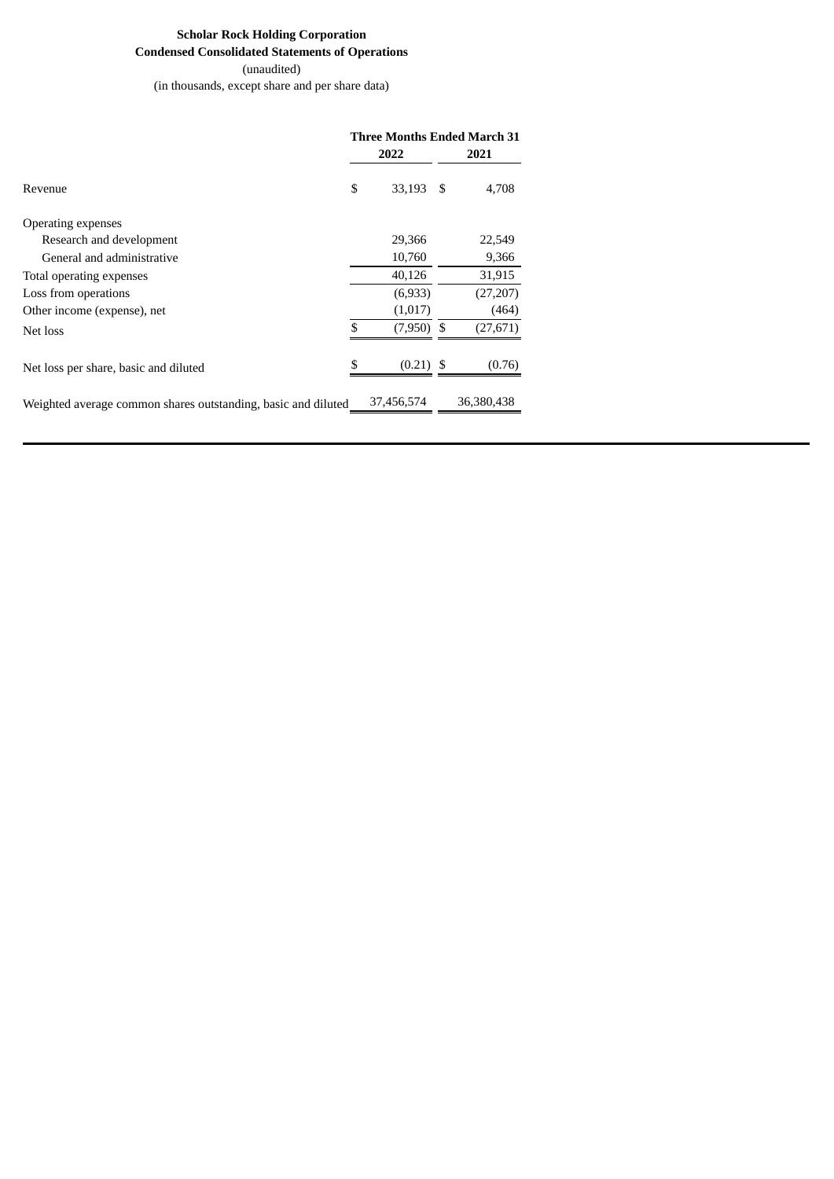**Scholar Rock Holding Corporation**

**Condensed Consolidated Statements of Operations**

(unaudited)

(in thousands, except share and per share data)

| | Three Months Ended March 31 | |
|---|---|---|
| | **2022** | **2021** |
| Revenue | $ 33,193 | $ 4,708 |
| Operating expenses | | |
| Research and development | 29,366 | 22,549 |
| General and administrative | 10,760 | 9,366 |
| Total operating expenses | 40,126 | 31,915 |
| Loss from operations | (6,933) | (27,207) |
| Other income (expense), net | (1,017) | (464) |
| Net loss | $ (7,950) | $ (27,671) |
| Net loss per share, basic and diluted | $ (0.21) | $ (0.76) |
| Weighted average common shares outstanding, basic and diluted | 37,456,574 | 36,380,438 |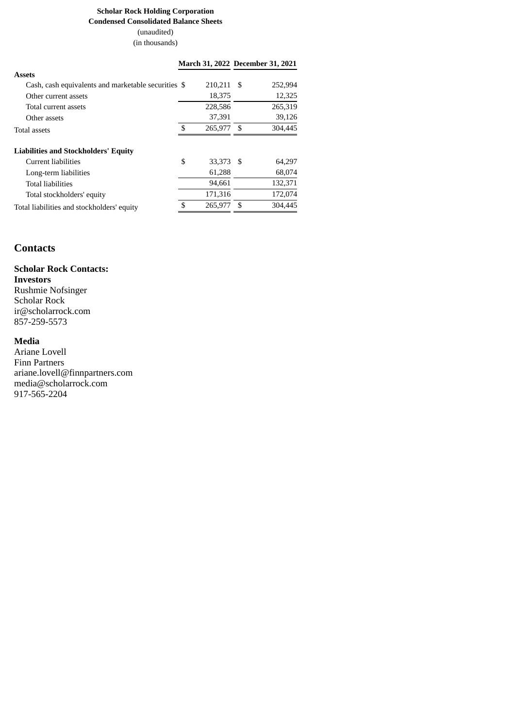**Scholar Rock Holding Corporation**
**Condensed Consolidated Balance Sheets**
(unaudited)
(in thousands)

| | March 31, 2022 | December 31, 2021 |
|---|---|---|
| **Assets** | | |
| Cash, cash equivalents and marketable securities | $ 210,211 | $ 252,994 |
| Other current assets | 18,375 | 12,325 |
| Total current assets | 228,586 | 265,319 |
| Other assets | 37,391 | 39,126 |
| Total assets | $ 265,977 | $ 304,445 |
| **Liabilities and Stockholders' Equity** | | |
| Current liabilities | $ 33,373 | $ 64,297 |
| Long-term liabilities | 61,288 | 68,074 |
| Total liabilities | 94,661 | 132,371 |
| Total stockholders' equity | 171,316 | 172,074 |
| Total liabilities and stockholders' equity | $ 265,977 | $ 304,445 |

## Contacts

**Scholar Rock Contacts:**
**Investors**
Rushmie Nofsinger
Scholar Rock
ir@scholarrock.com
857-259-5573

**Media**
Ariane Lovell
Finn Partners
ariane.lovell@finnpartners.com
media@scholarrock.com
917-565-2204